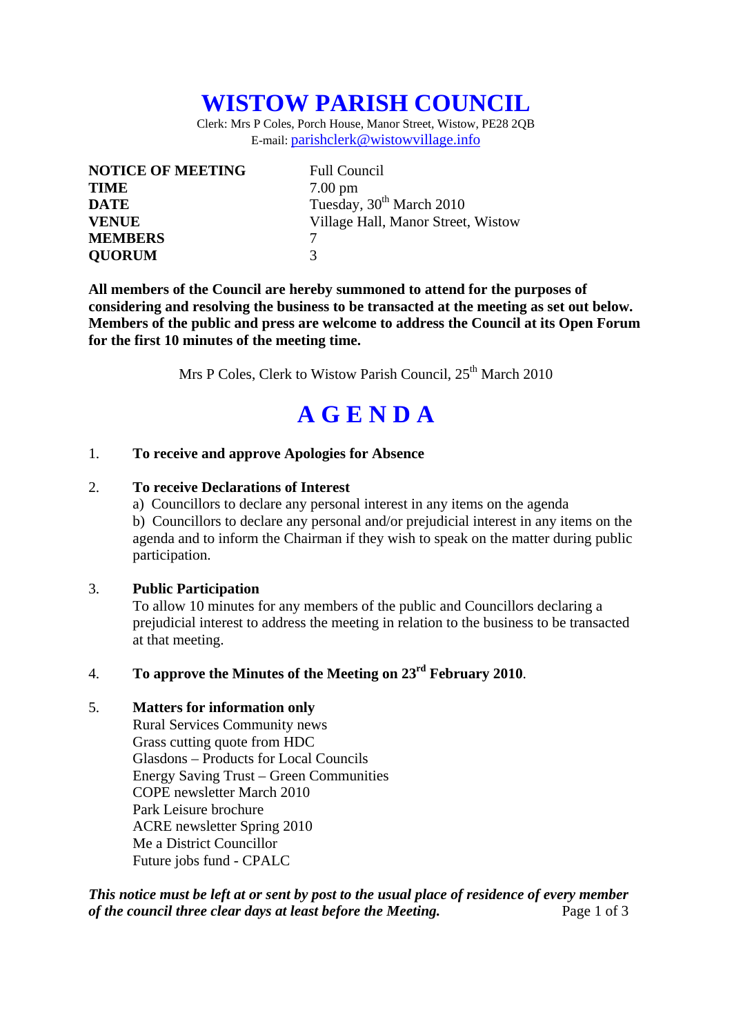# WISTOW PARISH COUNCIL

Clerk: Mrs P Coles, Porch House, Manor Street, Wistow, PE28 2QB
E-mail: parishclerk@wistowvillage.info

| | |
|---|---|
| **NOTICE OF MEETING** | Full Council |
| **TIME** | 7.00 pm |
| **DATE** | Tuesday, 30th March 2010 |
| **VENUE** | Village Hall, Manor Street, Wistow |
| **MEMBERS** | 7 |
| **QUORUM** | 3 |

**All members of the Council are hereby summoned to attend for the purposes of considering and resolving the business to be transacted at the meeting as set out below. Members of the public and press are welcome to address the Council at its Open Forum for the first 10 minutes of the meeting time.**

Mrs P Coles, Clerk to Wistow Parish Council, 25th March 2010

# A G E N D A

1. **To receive and approve Apologies for Absence**

2. **To receive Declarations of Interest**
   a) Councillors to declare any personal interest in any items on the agenda
   b) Councillors to declare any personal and/or prejudicial interest in any items on the agenda and to inform the Chairman if they wish to speak on the matter during public participation.

3. **Public Participation**
   To allow 10 minutes for any members of the public and Councillors declaring a prejudicial interest to address the meeting in relation to the business to be transacted at that meeting.

4. **To approve the Minutes of the Meeting on 23rd February 2010**.

5. **Matters for information only**
   Rural Services Community news
   Grass cutting quote from HDC
   Glasdons – Products for Local Councils
   Energy Saving Trust – Green Communities
   COPE newsletter March 2010
   Park Leisure brochure
   ACRE newsletter Spring 2010
   Me a District Councillor
   Future jobs fund - CPALC

***This notice must be left at or sent by post to the usual place of residence of every member of the council three clear days at least before the Meeting.***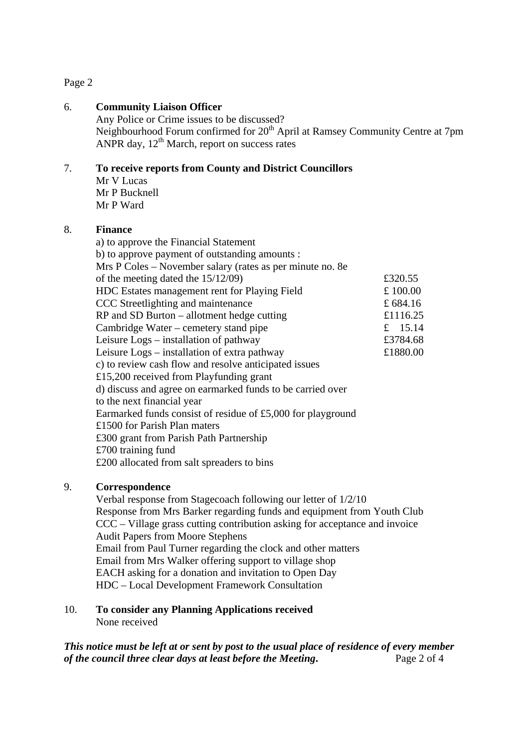Page 2

6. **Community Liaison Officer**

   Any Police or Crime issues to be discussed?
   Neighbourhood Forum confirmed for 20th April at Ramsey Community Centre at 7pm
   ANPR day, 12th March, report on success rates

7. **To receive reports from County and District Councillors**

   Mr V Lucas
   Mr P Bucknell
   Mr P Ward

8. **Finance**

   a) to approve the Financial Statement
   b) to approve payment of outstanding amounts :

| | |
|---|---|
| Mrs P Coles – November salary (rates as per minute no. 8e of the meeting dated the 15/12/09) | £320.55 |
| HDC Estates management rent for Playing Field | £ 100.00 |
| CCC Streetlighting and maintenance | £ 684.16 |
| RP and SD Burton – allotment hedge cutting | £1116.25 |
| Cambridge Water – cemetery stand pipe | £ 15.14 |
| Leisure Logs – installation of pathway | £3784.68 |
| Leisure Logs – installation of extra pathway | £1880.00 |

   c) to review cash flow and resolve anticipated issues
   £15,200 received from Playfunding grant
   d) discuss and agree on earmarked funds to be carried over to the next financial year
   Earmarked funds consist of residue of £5,000 for playground
   £1500 for Parish Plan maters
   £300 grant from Parish Path Partnership
   £700 training fund
   £200 allocated from salt spreaders to bins

9. **Correspondence**

   Verbal response from Stagecoach following our letter of 1/2/10
   Response from Mrs Barker regarding funds and equipment from Youth Club
   CCC – Village grass cutting contribution asking for acceptance and invoice
   Audit Papers from Moore Stephens
   Email from Paul Turner regarding the clock and other matters
   Email from Mrs Walker offering support to village shop
   EACH asking for a donation and invitation to Open Day
   HDC – Local Development Framework Consultation

10. **To consider any Planning Applications received**

    None received

***This notice must be left at or sent by post to the usual place of residence of every member of the council three clear days at least before the Meeting.***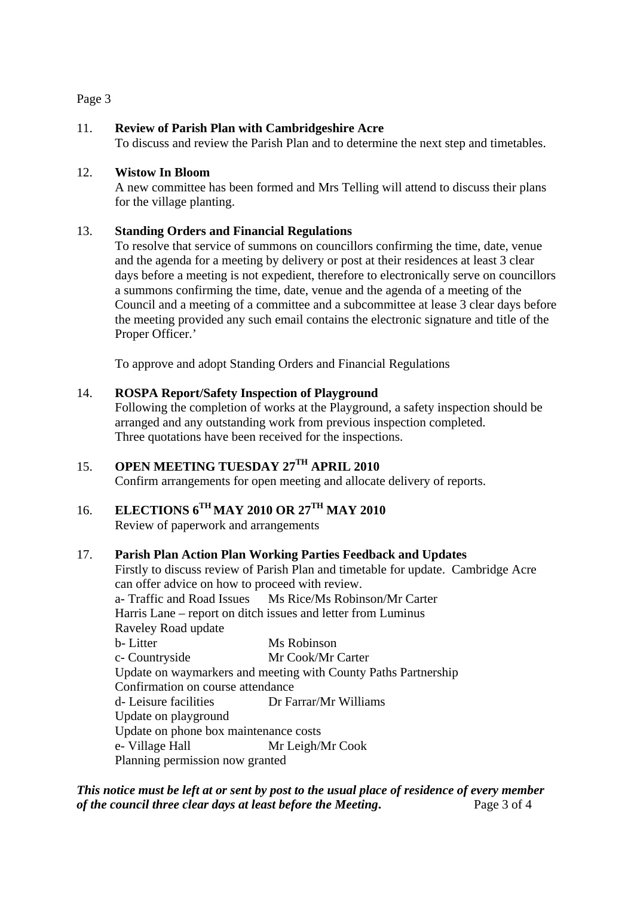Page 3

11. **Review of Parish Plan with Cambridgeshire Acre**
    To discuss and review the Parish Plan and to determine the next step and timetables.

12. **Wistow In Bloom**
    A new committee has been formed and Mrs Telling will attend to discuss their plans for the village planting.

13. **Standing Orders and Financial Regulations**
    To resolve that service of summons on councillors confirming the time, date, venue and the agenda for a meeting by delivery or post at their residences at least 3 clear days before a meeting is not expedient, therefore to electronically serve on councillors a summons confirming the time, date, venue and the agenda of a meeting of the Council and a meeting of a committee and a subcommittee at lease 3 clear days before the meeting provided any such email contains the electronic signature and title of the Proper Officer.'

    To approve and adopt Standing Orders and Financial Regulations

14. **ROSPA Report/Safety Inspection of Playground**
    Following the completion of works at the Playground, a safety inspection should be arranged and any outstanding work from previous inspection completed.
    Three quotations have been received for the inspections.

15. **OPEN MEETING TUESDAY 27TH APRIL 2010**
    Confirm arrangements for open meeting and allocate delivery of reports.

16. **ELECTIONS 6TH MAY 2010 OR 27TH MAY 2010**
    Review of paperwork and arrangements

17. **Parish Plan Action Plan Working Parties Feedback and Updates**
    Firstly to discuss review of Parish Plan and timetable for update. Cambridge Acre can offer advice on how to proceed with review.
    a- Traffic and Road Issues Ms Rice/Ms Robinson/Mr Carter
    Harris Lane – report on ditch issues and letter from Luminus
    Raveley Road update
    b- Litter Ms Robinson
    c- Countryside Mr Cook/Mr Carter
    Update on waymarkers and meeting with County Paths Partnership
    Confirmation on course attendance
    d- Leisure facilities Dr Farrar/Mr Williams
    Update on playground
    Update on phone box maintenance costs
    e- Village Hall Mr Leigh/Mr Cook
    Planning permission now granted

***This notice must be left at or sent by post to the usual place of residence of every member of the council three clear days at least before the Meeting.***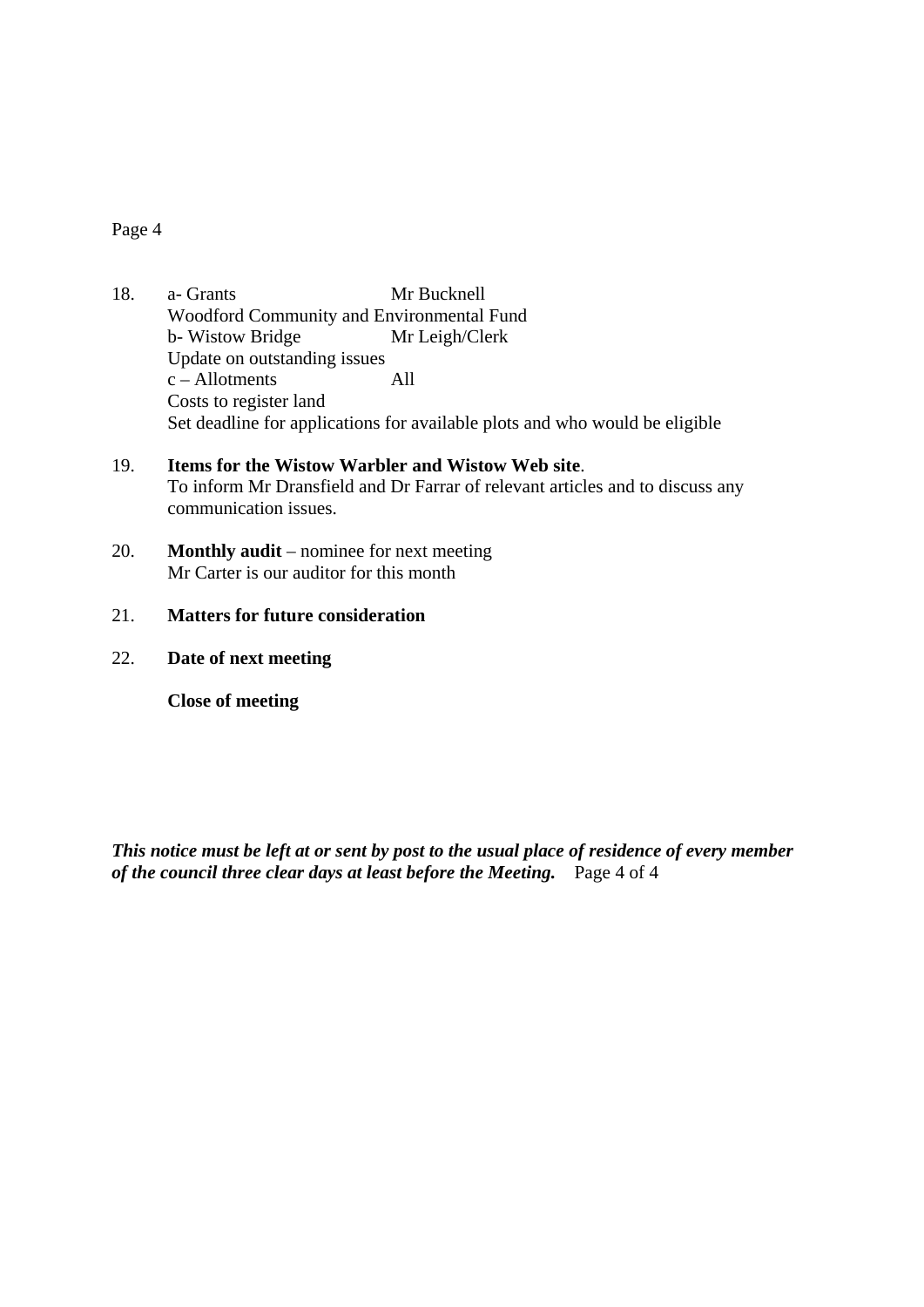18. a- Grants Mr Bucknell
    Woodford Community and Environmental Fund
    b- Wistow Bridge Mr Leigh/Clerk
    Update on outstanding issues
    c – Allotments All
    Costs to register land
    Set deadline for applications for available plots and who would be eligible

19. **Items for the Wistow Warbler and Wistow Web site**.
    To inform Mr Dransfield and Dr Farrar of relevant articles and to discuss any communication issues.

20. **Monthly audit** – nominee for next meeting
    Mr Carter is our auditor for this month

21. **Matters for future consideration**

22. **Date of next meeting**

    **Close of meeting**

***This notice must be left at or sent by post to the usual place of residence of every member of the council three clear days at least before the Meeting.***